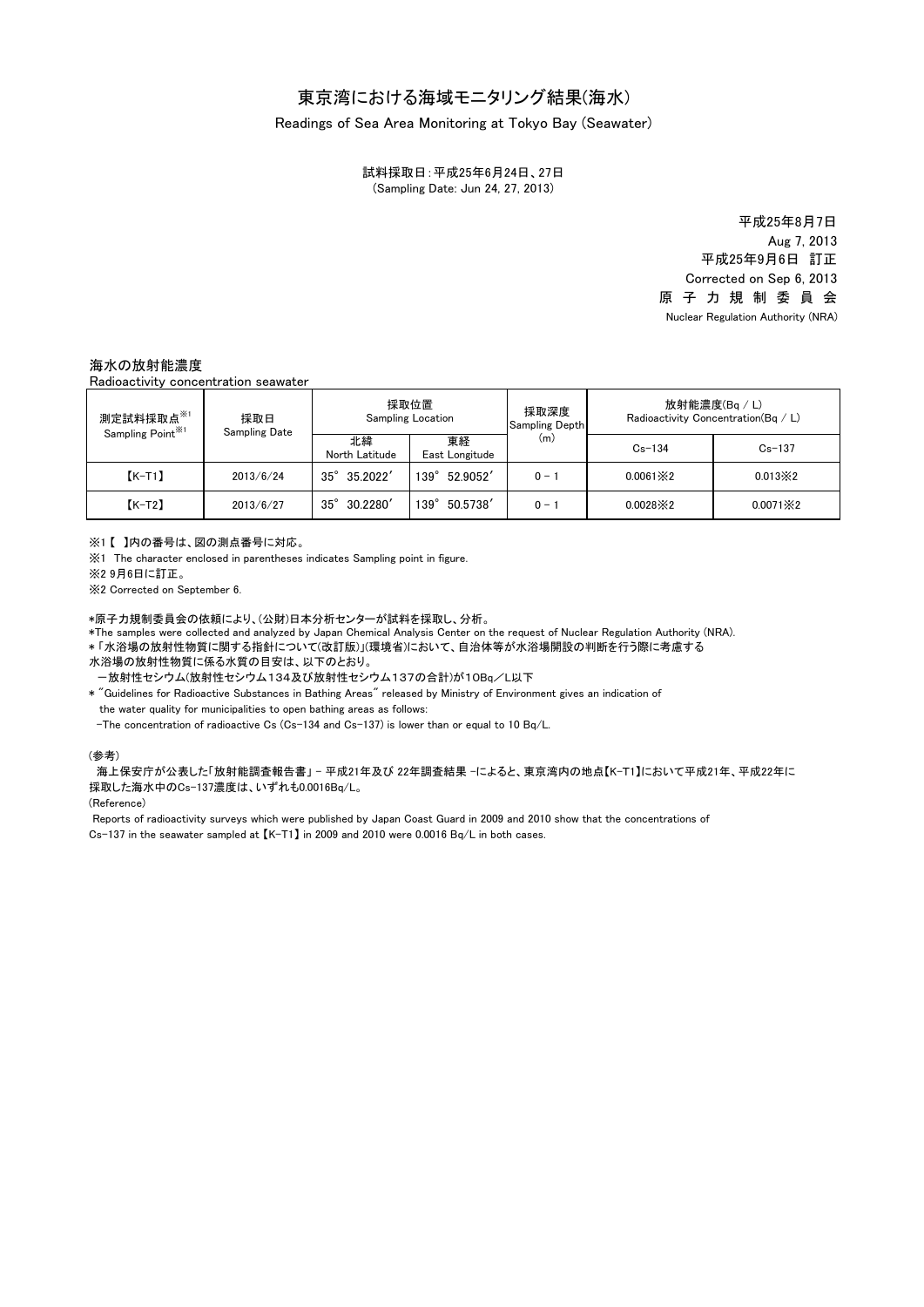# 東京湾における海域モニタリング結果(海水)

Readings of Sea Area Monitoring at Tokyo Bay (Seawater)

試料採取日：平成25年6月24日、27日
(Sampling Date: Jun 24, 27, 2013)

平成25年8月7日
Aug 7, 2013
平成25年9月6日　訂正
Corrected on Sep 6, 2013
原 子 力 規 制 委 員 会
Nuclear Regulation Authority (NRA)

## 海水の放射能濃度
Radioactivity concentration seawater

| 測定試料採取点※1 Sampling Point※1 | 採取日 Sampling Date | 採取位置 Sampling Location | | 採取深度 Sampling Depth (m) | 放射能濃度(Bq / L) Radioactivity Concentration(Bq / L) | |
|---|---|---|---|---|---|---|
| | | 北緯 North Latitude | 東経 East Longitude | | Cs-134 | Cs-137 |
| 【K-T1】 | 2013/6/24 | 35° 35.2022′ | 139° 52.9052′ | 0 - 1 | 0.0061※2 | 0.013※2 |
| 【K-T2】 | 2013/6/27 | 35° 30.2280′ | 139° 50.5738′ | 0 - 1 | 0.0028※2 | 0.0071※2 |

※1【 】内の番号は、図の測点番号に対応。
※1 The character enclosed in parentheses indicates Sampling point in figure.
※2 9月6日に訂正。
※2 Corrected on September 6.

*原子力規制委員会の依頼により、(公財)日本分析センターが試料を採取し、分析。
*The samples were collected and analyzed by Japan Chemical Analysis Center on the request of Nuclear Regulation Authority (NRA).
*「水浴場の放射性物質に関する指針について(改訂版)」(環境省)において、自治体等が水浴場開設の判断を行う際に考慮する水浴場の放射性物質に係る水質の目安は、以下のとおり。
　－放射性セシウム(放射性セシウム134及び放射性セシウム137の合計)が10Bq／L以下
* "Guidelines for Radioactive Substances in Bathing Areas" released by Ministry of Environment gives an indication of the water quality for municipalities to open bathing areas as follows:
　-The concentration of radioactive Cs (Cs-134 and Cs-137) is lower than or equal to 10 Bq/L.

(参考)
　海上保安庁が公表した「放射能調査報告書」－ 平成21年及び 22年調査結果 －によると、東京湾内の地点【K-T1】において平成21年、平成22年に採取した海水中のCs-137濃度は、いずれも0.0016Bq/L。
(Reference)
Reports of radioactivity surveys which were published by Japan Coast Guard in 2009 and 2010 show that the concentrations of Cs-137 in the seawater sampled at【K-T1】in 2009 and 2010 were 0.0016 Bq/L in both cases.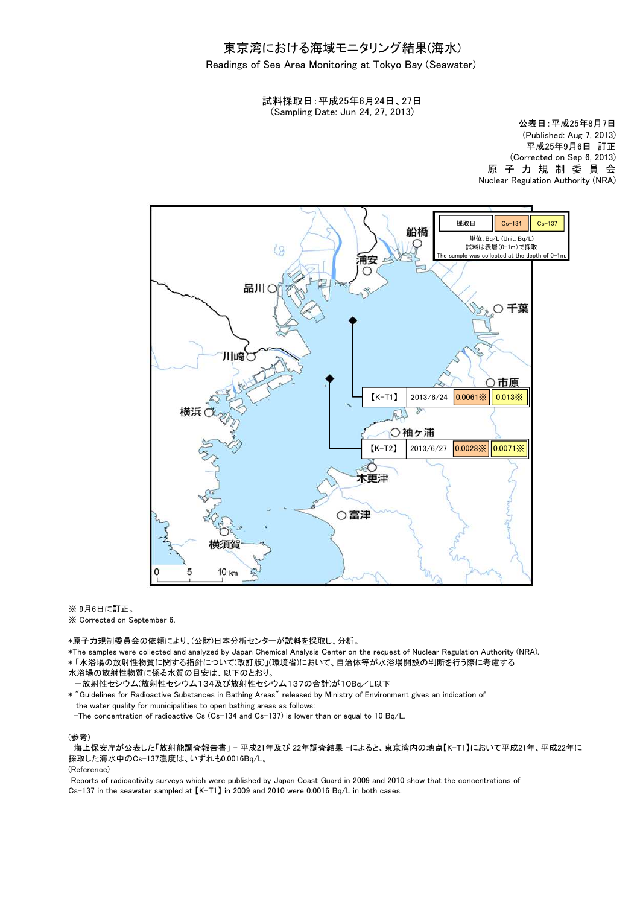# 東京湾における海域モニタリング結果(海水)

Readings of Sea Area Monitoring at Tokyo Bay (Seawater)

試料採取日：平成25年6月24日、27日
(Sampling Date: Jun 24, 27, 2013)

公表日：平成25年8月7日
(Published: Aug 7, 2013)
平成25年9月6日　訂正
(Corrected on Sep 6, 2013)
原子力規制委員会
Nuclear Regulation Authority (NRA)

| 採取日 | Cs-134 | Cs-137 |
|---|---|---|

単位：Bq/L (Unit: Bq/L)
試料は表層(0-1m)で採取
The sample was collected at the depth of 0-1m.

| | 採取日 | Cs-134 | Cs-137 |
|---|---|---|---|
| 【K-T1】 | 2013/6/24 | 0.0061※ | 0.013※ |
| 【K-T2】 | 2013/6/27 | 0.0028※ | 0.0071※ |

船橋
浦安
品川
千葉
川崎
市原
横浜
袖ケ浦
木更津
富津
横須賀
0　5　10 km

※ 9月6日に訂正。
※ Corrected on September 6.

*原子力規制委員会の依頼により、(公財)日本分析センターが試料を採取し、分析。
*The samples were collected and analyzed by Japan Chemical Analysis Center on the request of Nuclear Regulation Authority (NRA).
*「水浴場の放射性物質に関する指針について(改訂版)」(環境省)において、自治体等が水浴場開設の判断を行う際に考慮する水浴場の放射性物質に係る水質の目安は、以下のとおり。
　－放射性セシウム(放射性セシウム134及び放射性セシウム137の合計)が10Bq／L以下
* "Guidelines for Radioactive Substances in Bathing Areas" released by Ministry of Environment gives an indication of the water quality for municipalities to open bathing areas as follows:
　-The concentration of radioactive Cs (Cs-134 and Cs-137) is lower than or equal to 10 Bq/L.

(参考)
　海上保安庁が公表した「放射能調査報告書」－平成21年及び22年調査結果－によると、東京湾内の地点【K-T1】において平成21年、平成22年に採取した海水中のCs-137濃度は、いずれも0.0016Bq/L。
(Reference)
　Reports of radioactivity surveys which were published by Japan Coast Guard in 2009 and 2010 show that the concentrations of Cs-137 in the seawater sampled at 【K-T1】 in 2009 and 2010 were 0.0016 Bq/L in both cases.